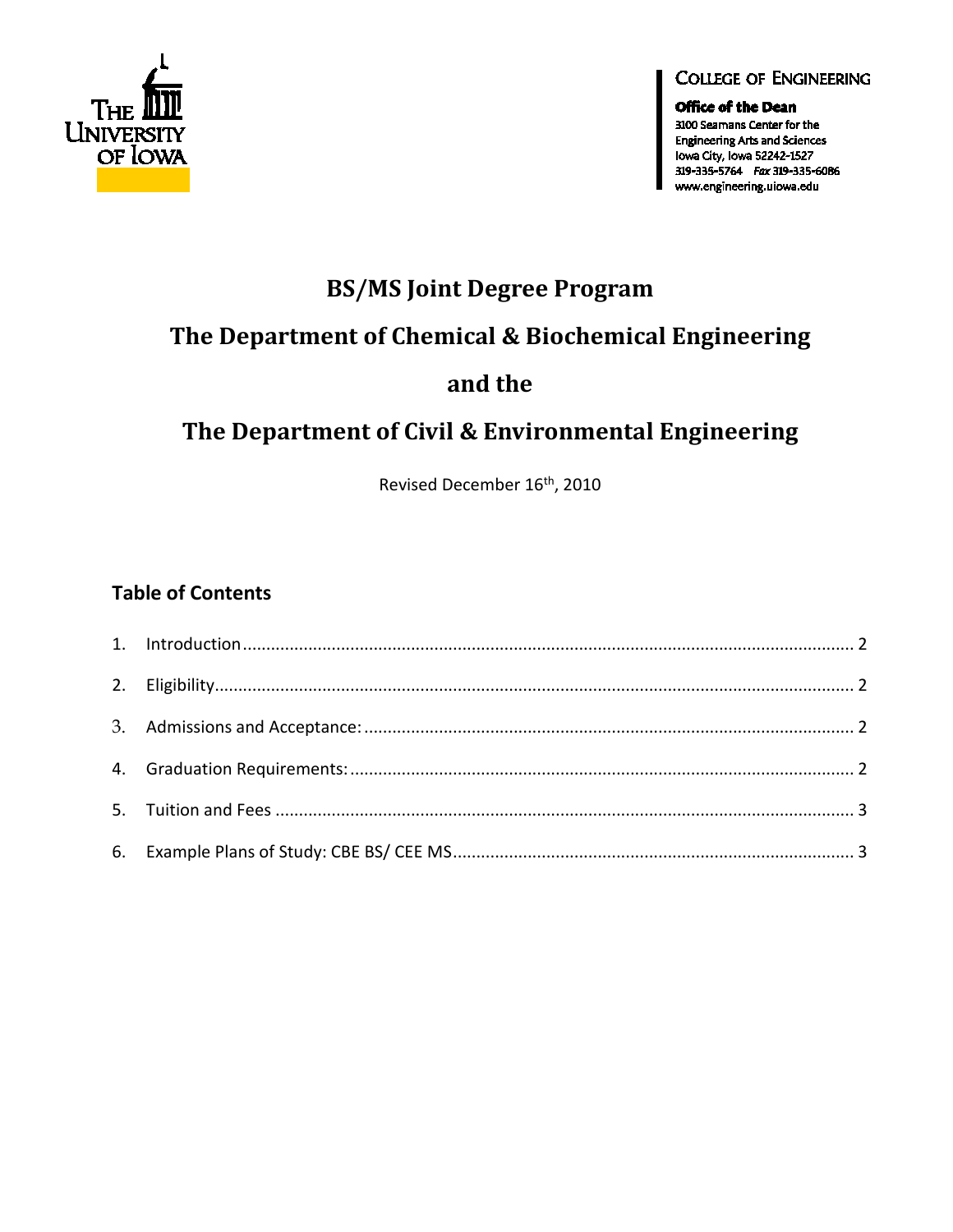COLLEGE OF ENGINEERING

**Office of the Dean**
3100 Seamans Center for the
Engineering Arts and Sciences
Iowa City, Iowa 52242-1527
319-335-5764 *Fax* 319-335-6086
www.engineering.uiowa.edu

# BS/MS Joint Degree Program

# The Department of Chemical & Biochemical Engineering

# and the

# The Department of Civil & Environmental Engineering

Revised December 16th, 2010

## Table of Contents

1. Introduction ..... 2
2. Eligibility ..... 2
3. Admissions and Acceptance: ..... 2
4. Graduation Requirements: ..... 2
5. Tuition and Fees ..... 3
6. Example Plans of Study: CBE BS/ CEE MS ..... 3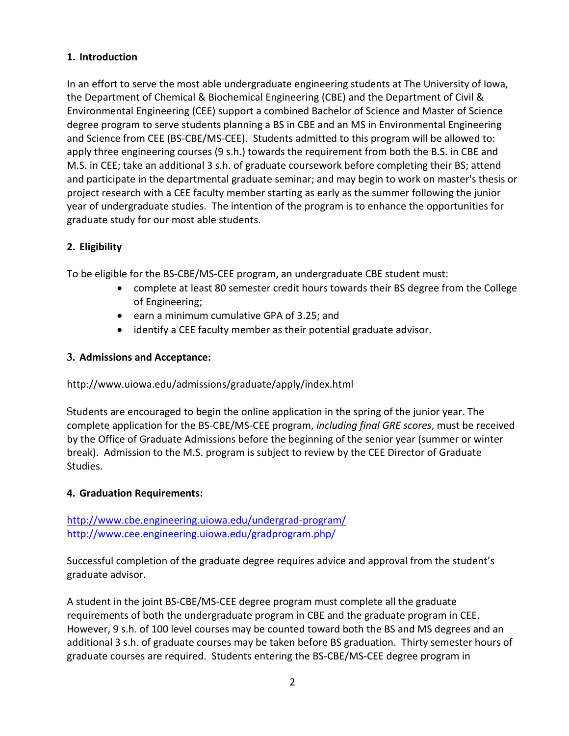## 1. Introduction

In an effort to serve the most able undergraduate engineering students at The University of Iowa, the Department of Chemical & Biochemical Engineering (CBE) and the Department of Civil & Environmental Engineering (CEE) support a combined Bachelor of Science and Master of Science degree program to serve students planning a BS in CBE and an MS in Environmental Engineering and Science from CEE (BS-CBE/MS-CEE). Students admitted to this program will be allowed to: apply three engineering courses (9 s.h.) towards the requirement from both the B.S. in CBE and M.S. in CEE; take an additional 3 s.h. of graduate coursework before completing their BS; attend and participate in the departmental graduate seminar; and may begin to work on master's thesis or project research with a CEE faculty member starting as early as the summer following the junior year of undergraduate studies. The intention of the program is to enhance the opportunities for graduate study for our most able students.

## 2. Eligibility

To be eligible for the BS-CBE/MS-CEE program, an undergraduate CBE student must:

- complete at least 80 semester credit hours towards their BS degree from the College of Engineering;
- earn a minimum cumulative GPA of 3.25; and
- identify a CEE faculty member as their potential graduate advisor.

## 3. Admissions and Acceptance:

http://www.uiowa.edu/admissions/graduate/apply/index.html

Students are encouraged to begin the online application in the spring of the junior year. The complete application for the BS-CBE/MS-CEE program, *including final GRE scores*, must be received by the Office of Graduate Admissions before the beginning of the senior year (summer or winter break). Admission to the M.S. program is subject to review by the CEE Director of Graduate Studies.

## 4. Graduation Requirements:

http://www.cbe.engineering.uiowa.edu/undergrad-program/
http://www.cee.engineering.uiowa.edu/gradprogram.php/

Successful completion of the graduate degree requires advice and approval from the student's graduate advisor.

A student in the joint BS-CBE/MS-CEE degree program must complete all the graduate requirements of both the undergraduate program in CBE and the graduate program in CEE. However, 9 s.h. of 100 level courses may be counted toward both the BS and MS degrees and an additional 3 s.h. of graduate courses may be taken before BS graduation. Thirty semester hours of graduate courses are required. Students entering the BS-CBE/MS-CEE degree program in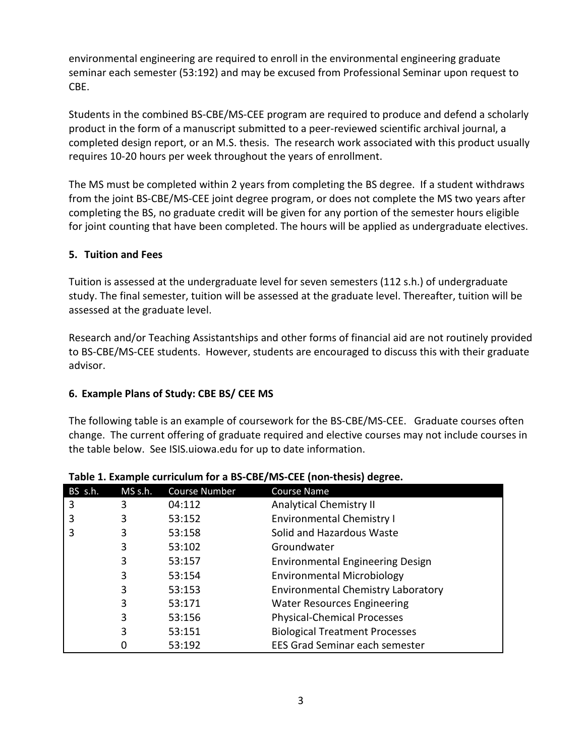environmental engineering are required to enroll in the environmental engineering graduate seminar each semester (53:192) and may be excused from Professional Seminar upon request to CBE.

Students in the combined BS-CBE/MS-CEE program are required to produce and defend a scholarly product in the form of a manuscript submitted to a peer-reviewed scientific archival journal, a completed design report, or an M.S. thesis. The research work associated with this product usually requires 10-20 hours per week throughout the years of enrollment.

The MS must be completed within 2 years from completing the BS degree. If a student withdraws from the joint BS-CBE/MS-CEE joint degree program, or does not complete the MS two years after completing the BS, no graduate credit will be given for any portion of the semester hours eligible for joint counting that have been completed. The hours will be applied as undergraduate electives.

## 5. Tuition and Fees

Tuition is assessed at the undergraduate level for seven semesters (112 s.h.) of undergraduate study. The final semester, tuition will be assessed at the graduate level. Thereafter, tuition will be assessed at the graduate level.

Research and/or Teaching Assistantships and other forms of financial aid are not routinely provided to BS-CBE/MS-CEE students. However, students are encouraged to discuss this with their graduate advisor.

## 6. Example Plans of Study: CBE BS/ CEE MS

The following table is an example of coursework for the BS-CBE/MS-CEE. Graduate courses often change. The current offering of graduate required and elective courses may not include courses in the table below. See ISIS.uiowa.edu for up to date information.

**Table 1. Example curriculum for a BS-CBE/MS-CEE (non-thesis) degree.**

| BS s.h. | MS s.h. | Course Number | Course Name |
|---|---|---|---|
| 3 | 3 | 04:112 | Analytical Chemistry II |
| 3 | 3 | 53:152 | Environmental Chemistry I |
| 3 | 3 | 53:158 | Solid and Hazardous Waste |
| | 3 | 53:102 | Groundwater |
| | 3 | 53:157 | Environmental Engineering Design |
| | 3 | 53:154 | Environmental Microbiology |
| | 3 | 53:153 | Environmental Chemistry Laboratory |
| | 3 | 53:171 | Water Resources Engineering |
| | 3 | 53:156 | Physical-Chemical Processes |
| | 3 | 53:151 | Biological Treatment Processes |
| | 0 | 53:192 | EES Grad Seminar each semester |